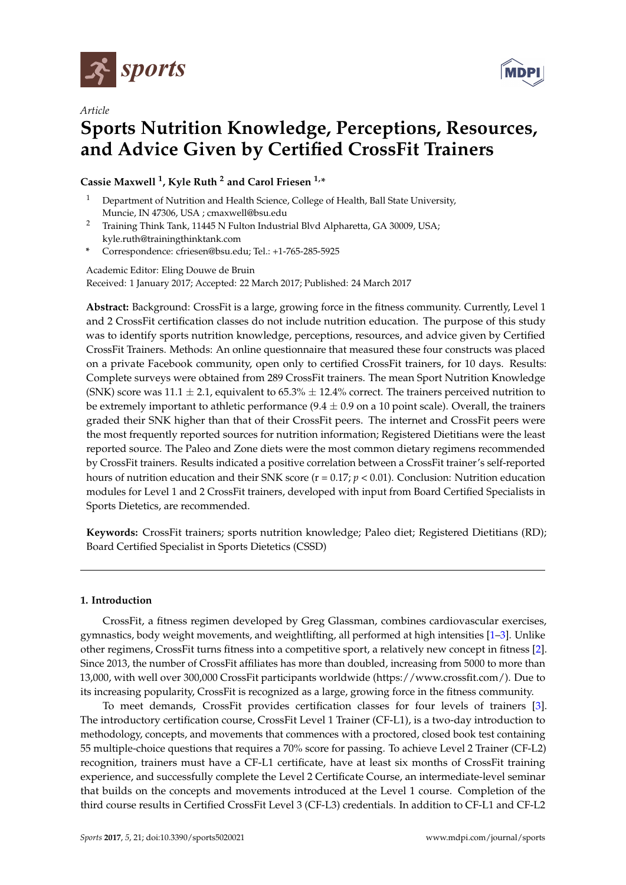*Article*

# Sports Nutrition Knowledge, Perceptions, Resources, and Advice Given by Certified CrossFit Trainers

**Cassie Maxwell [1], Kyle Ruth [2] and Carol Friesen [1,*]**

[1] Department of Nutrition and Health Science, College of Health, Ball State University, Muncie, IN 47306, USA ; cmaxwell@bsu.edu

[2] Training Think Tank, 11445 N Fulton Industrial Blvd Alpharetta, GA 30009, USA; kyle.ruth@trainingthinktank.com

* Correspondence: cfriesen@bsu.edu; Tel.: +1-765-285-5925

Academic Editor: Eling Douwe de Bruin

Received: 1 January 2017; Accepted: 22 March 2017; Published: 24 March 2017

**Abstract:** Background: CrossFit is a large, growing force in the fitness community. Currently, Level 1 and 2 CrossFit certification classes do not include nutrition education. The purpose of this study was to identify sports nutrition knowledge, perceptions, resources, and advice given by Certified CrossFit Trainers. Methods: An online questionnaire that measured these four constructs was placed on a private Facebook community, open only to certified CrossFit trainers, for 10 days. Results: Complete surveys were obtained from 289 CrossFit trainers. The mean Sport Nutrition Knowledge (SNK) score was $11.1 \pm 2.1$, equivalent to $65.3\% \pm 12.4\%$ correct. The trainers perceived nutrition to be extremely important to athletic performance ($9.4 \pm 0.9$ on a 10 point scale). Overall, the trainers graded their SNK higher than that of their CrossFit peers. The internet and CrossFit peers were the most frequently reported sources for nutrition information; Registered Dietitians were the least reported source. The Paleo and Zone diets were the most common dietary regimens recommended by CrossFit trainers. Results indicated a positive correlation between a CrossFit trainer's self-reported hours of nutrition education and their SNK score ($r = 0.17$; $p < 0.01$). Conclusion: Nutrition education modules for Level 1 and 2 CrossFit trainers, developed with input from Board Certified Specialists in Sports Dietetics, are recommended.

**Keywords:** CrossFit trainers; sports nutrition knowledge; Paleo diet; Registered Dietitians (RD); Board Certified Specialist in Sports Dietetics (CSSD)

## 1. Introduction

CrossFit, a fitness regimen developed by Greg Glassman, combines cardiovascular exercises, gymnastics, body weight movements, and weightlifting, all performed at high intensities [1–3]. Unlike other regimens, CrossFit turns fitness into a competitive sport, a relatively new concept in fitness [2]. Since 2013, the number of CrossFit affiliates has more than doubled, increasing from 5000 to more than 13,000, with well over 300,000 CrossFit participants worldwide (https://www.crossfit.com/). Due to its increasing popularity, CrossFit is recognized as a large, growing force in the fitness community.

To meet demands, CrossFit provides certification classes for four levels of trainers [3]. The introductory certification course, CrossFit Level 1 Trainer (CF-L1), is a two-day introduction to methodology, concepts, and movements that commences with a proctored, closed book test containing 55 multiple-choice questions that requires a 70% score for passing. To achieve Level 2 Trainer (CF-L2) recognition, trainers must have a CF-L1 certificate, have at least six months of CrossFit training experience, and successfully complete the Level 2 Certificate Course, an intermediate-level seminar that builds on the concepts and movements introduced at the Level 1 course. Completion of the third course results in Certified CrossFit Level 3 (CF-L3) credentials. In addition to CF-L1 and CF-L2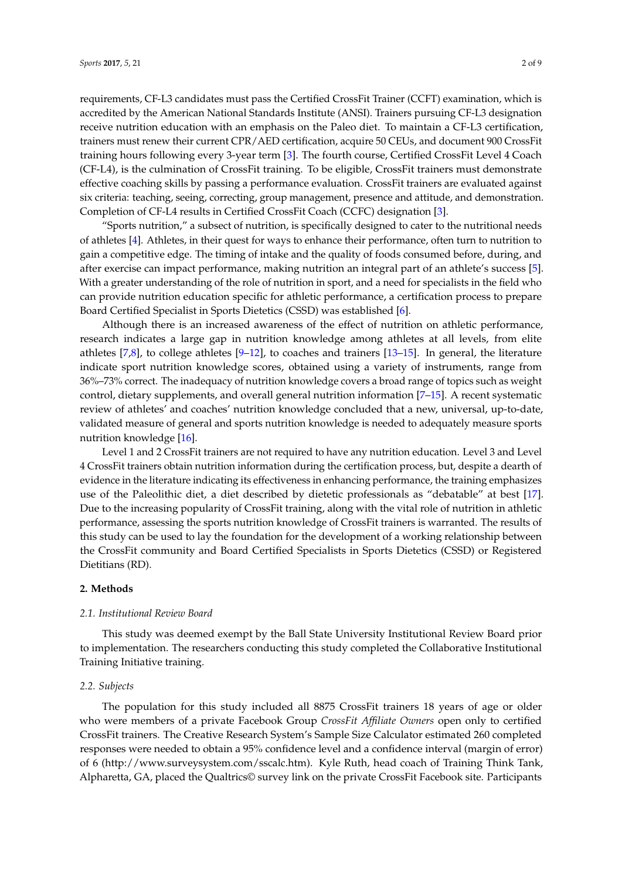requirements, CF-L3 candidates must pass the Certified CrossFit Trainer (CCFT) examination, which is accredited by the American National Standards Institute (ANSI). Trainers pursuing CF-L3 designation receive nutrition education with an emphasis on the Paleo diet. To maintain a CF-L3 certification, trainers must renew their current CPR/AED certification, acquire 50 CEUs, and document 900 CrossFit training hours following every 3-year term [3]. The fourth course, Certified CrossFit Level 4 Coach (CF-L4), is the culmination of CrossFit training. To be eligible, CrossFit trainers must demonstrate effective coaching skills by passing a performance evaluation. CrossFit trainers are evaluated against six criteria: teaching, seeing, correcting, group management, presence and attitude, and demonstration. Completion of CF-L4 results in Certified CrossFit Coach (CCFC) designation [3].

"Sports nutrition," a subset of nutrition, is specifically designed to cater to the nutritional needs of athletes [4]. Athletes, in their quest for ways to enhance their performance, often turn to nutrition to gain a competitive edge. The timing of intake and the quality of foods consumed before, during, and after exercise can impact performance, making nutrition an integral part of an athlete's success [5]. With a greater understanding of the role of nutrition in sport, and a need for specialists in the field who can provide nutrition education specific for athletic performance, a certification process to prepare Board Certified Specialist in Sports Dietetics (CSSD) was established [6].

Although there is an increased awareness of the effect of nutrition on athletic performance, research indicates a large gap in nutrition knowledge among athletes at all levels, from elite athletes [7,8], to college athletes [9–12], to coaches and trainers [13–15]. In general, the literature indicate sport nutrition knowledge scores, obtained using a variety of instruments, range from 36%–73% correct. The inadequacy of nutrition knowledge covers a broad range of topics such as weight control, dietary supplements, and overall general nutrition information [7–15]. A recent systematic review of athletes' and coaches' nutrition knowledge concluded that a new, universal, up-to-date, validated measure of general and sports nutrition knowledge is needed to adequately measure sports nutrition knowledge [16].

Level 1 and 2 CrossFit trainers are not required to have any nutrition education. Level 3 and Level 4 CrossFit trainers obtain nutrition information during the certification process, but, despite a dearth of evidence in the literature indicating its effectiveness in enhancing performance, the training emphasizes use of the Paleolithic diet, a diet described by dietetic professionals as "debatable" at best [17]. Due to the increasing popularity of CrossFit training, along with the vital role of nutrition in athletic performance, assessing the sports nutrition knowledge of CrossFit trainers is warranted. The results of this study can be used to lay the foundation for the development of a working relationship between the CrossFit community and Board Certified Specialists in Sports Dietetics (CSSD) or Registered Dietitians (RD).

## 2. Methods

### 2.1. Institutional Review Board

This study was deemed exempt by the Ball State University Institutional Review Board prior to implementation. The researchers conducting this study completed the Collaborative Institutional Training Initiative training.

### 2.2. Subjects

The population for this study included all 8875 CrossFit trainers 18 years of age or older who were members of a private Facebook Group *CrossFit Affiliate Owners* open only to certified CrossFit trainers. The Creative Research System's Sample Size Calculator estimated 260 completed responses were needed to obtain a 95% confidence level and a confidence interval (margin of error) of 6 (http://www.surveysystem.com/sscalc.htm). Kyle Ruth, head coach of Training Think Tank, Alpharetta, GA, placed the Qualtrics© survey link on the private CrossFit Facebook site. Participants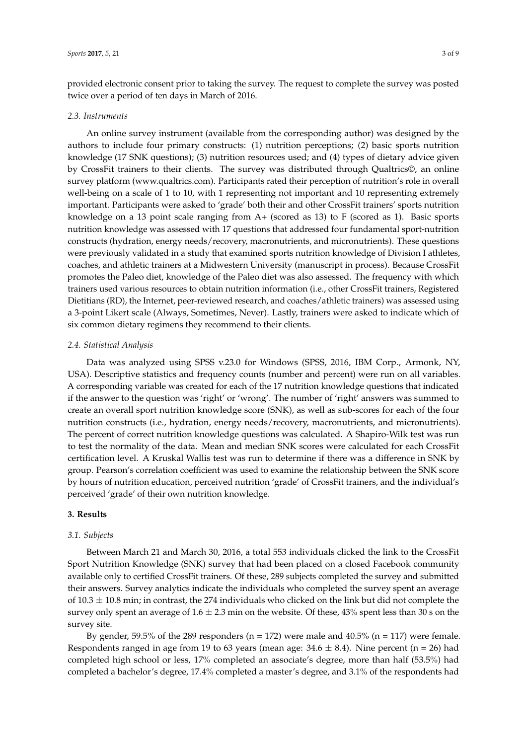provided electronic consent prior to taking the survey. The request to complete the survey was posted twice over a period of ten days in March of 2016.

### 2.3. Instruments

An online survey instrument (available from the corresponding author) was designed by the authors to include four primary constructs: (1) nutrition perceptions; (2) basic sports nutrition knowledge (17 SNK questions); (3) nutrition resources used; and (4) types of dietary advice given by CrossFit trainers to their clients. The survey was distributed through Qualtrics©, an online survey platform (www.qualtrics.com). Participants rated their perception of nutrition's role in overall well-being on a scale of 1 to 10, with 1 representing not important and 10 representing extremely important. Participants were asked to 'grade' both their and other CrossFit trainers' sports nutrition knowledge on a 13 point scale ranging from A+ (scored as 13) to F (scored as 1). Basic sports nutrition knowledge was assessed with 17 questions that addressed four fundamental sport-nutrition constructs (hydration, energy needs/recovery, macronutrients, and micronutrients). These questions were previously validated in a study that examined sports nutrition knowledge of Division I athletes, coaches, and athletic trainers at a Midwestern University (manuscript in process). Because CrossFit promotes the Paleo diet, knowledge of the Paleo diet was also assessed. The frequency with which trainers used various resources to obtain nutrition information (i.e., other CrossFit trainers, Registered Dietitians (RD), the Internet, peer-reviewed research, and coaches/athletic trainers) was assessed using a 3-point Likert scale (Always, Sometimes, Never). Lastly, trainers were asked to indicate which of six common dietary regimens they recommend to their clients.

### 2.4. Statistical Analysis

Data was analyzed using SPSS v.23.0 for Windows (SPSS, 2016, IBM Corp., Armonk, NY, USA). Descriptive statistics and frequency counts (number and percent) were run on all variables. A corresponding variable was created for each of the 17 nutrition knowledge questions that indicated if the answer to the question was 'right' or 'wrong'. The number of 'right' answers was summed to create an overall sport nutrition knowledge score (SNK), as well as sub-scores for each of the four nutrition constructs (i.e., hydration, energy needs/recovery, macronutrients, and micronutrients). The percent of correct nutrition knowledge questions was calculated. A Shapiro-Wilk test was run to test the normality of the data. Mean and median SNK scores were calculated for each CrossFit certification level. A Kruskal Wallis test was run to determine if there was a difference in SNK by group. Pearson's correlation coefficient was used to examine the relationship between the SNK score by hours of nutrition education, perceived nutrition 'grade' of CrossFit trainers, and the individual's perceived 'grade' of their own nutrition knowledge.

## 3. Results

### 3.1. Subjects

Between March 21 and March 30, 2016, a total 553 individuals clicked the link to the CrossFit Sport Nutrition Knowledge (SNK) survey that had been placed on a closed Facebook community available only to certified CrossFit trainers. Of these, 289 subjects completed the survey and submitted their answers. Survey analytics indicate the individuals who completed the survey spent an average of $10.3 \pm 10.8$ min; in contrast, the 274 individuals who clicked on the link but did not complete the survey only spent an average of $1.6 \pm 2.3$ min on the website. Of these, 43% spent less than 30 s on the survey site.

By gender, 59.5% of the 289 responders ($n = 172$) were male and 40.5% ($n = 117$) were female. Respondents ranged in age from 19 to 63 years (mean age: $34.6 \pm 8.4$). Nine percent ($n = 26$) had completed high school or less, 17% completed an associate's degree, more than half (53.5%) had completed a bachelor's degree, 17.4% completed a master's degree, and 3.1% of the respondents had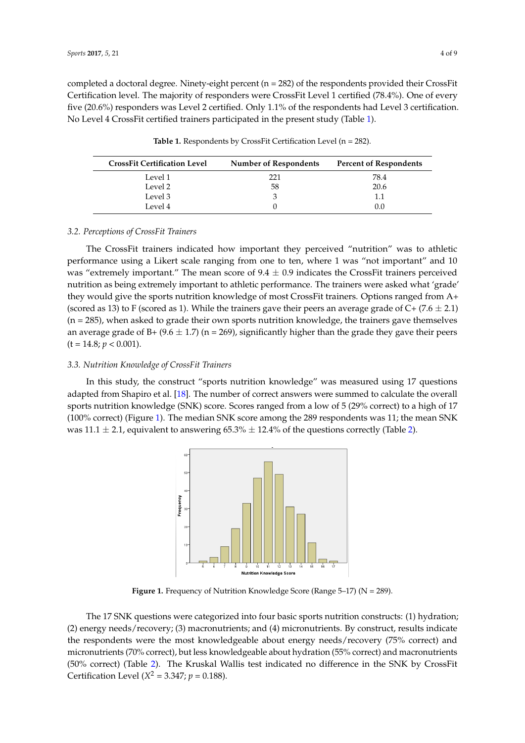completed a doctoral degree. Ninety-eight percent (n = 282) of the respondents provided their CrossFit Certification level. The majority of responders were CrossFit Level 1 certified (78.4%). One of every five (20.6%) responders was Level 2 certified. Only 1.1% of the respondents had Level 3 certification. No Level 4 CrossFit certified trainers participated in the present study (Table 1).

**Table 1.** Respondents by CrossFit Certification Level (n = 282).

| CrossFit Certification Level | Number of Respondents | Percent of Respondents |
|---|---|---|
| Level 1 | 221 | 78.4 |
| Level 2 | 58 | 20.6 |
| Level 3 | 3 | 1.1 |
| Level 4 | 0 | 0.0 |

### *3.2. Perceptions of CrossFit Trainers*

The CrossFit trainers indicated how important they perceived "nutrition" was to athletic performance using a Likert scale ranging from one to ten, where 1 was "not important" and 10 was "extremely important." The mean score of 9.4 $\pm$ 0.9 indicates the CrossFit trainers perceived nutrition as being extremely important to athletic performance. The trainers were asked what 'grade' they would give the sports nutrition knowledge of most CrossFit trainers. Options ranged from A+ (scored as 13) to F (scored as 1). While the trainers gave their peers an average grade of C+ (7.6 $\pm$ 2.1) (n = 285), when asked to grade their own sports nutrition knowledge, the trainers gave themselves an average grade of B+ (9.6 $\pm$ 1.7) (n = 269), significantly higher than the grade they gave their peers (t = 14.8; $p < 0.001$).

### *3.3. Nutrition Knowledge of CrossFit Trainers*

In this study, the construct "sports nutrition knowledge" was measured using 17 questions adapted from Shapiro et al. [18]. The number of correct answers were summed to calculate the overall sports nutrition knowledge (SNK) score. Scores ranged from a low of 5 (29% correct) to a high of 17 (100% correct) (Figure 1). The median SNK score among the 289 respondents was 11; the mean SNK was 11.1 $\pm$ 2.1, equivalent to answering 65.3% $\pm$ 12.4% of the questions correctly (Table 2).

**Figure 1.** Frequency of Nutrition Knowledge Score (Range 5–17) (N = 289).

The 17 SNK questions were categorized into four basic sports nutrition constructs: (1) hydration; (2) energy needs/recovery; (3) macronutrients; and (4) micronutrients. By construct, results indicate the respondents were the most knowledgeable about energy needs/recovery (75% correct) and micronutrients (70% correct), but less knowledgeable about hydration (55% correct) and macronutrients (50% correct) (Table 2). The Kruskal Wallis test indicated no difference in the SNK by CrossFit Certification Level ($X^2$ = 3.347; $p$ = 0.188).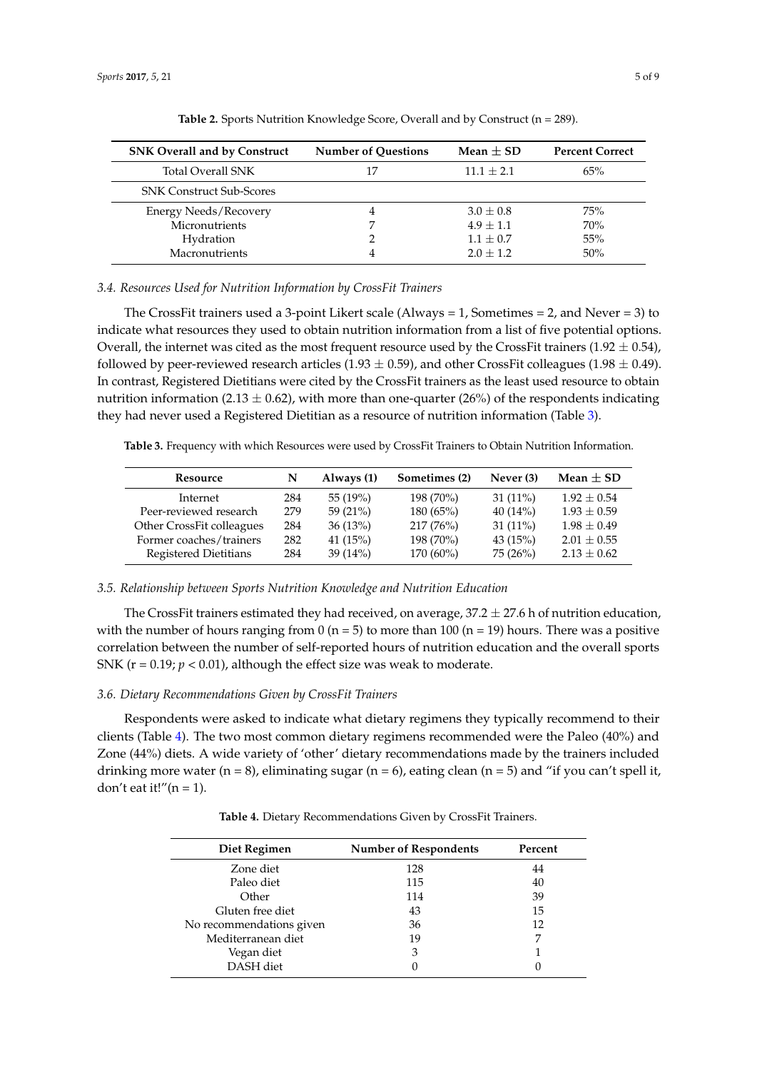**Table 2.** Sports Nutrition Knowledge Score, Overall and by Construct (n = 289).

| SNK Overall and by Construct | Number of Questions | Mean ± SD | Percent Correct |
|---|---|---|---|
| Total Overall SNK | 17 | 11.1 ± 2.1 | 65% |
| SNK Construct Sub-Scores | | | |
| Energy Needs/Recovery | 4 | 3.0 ± 0.8 | 75% |
| Micronutrients | 7 | 4.9 ± 1.1 | 70% |
| Hydration | 2 | 1.1 ± 0.7 | 55% |
| Macronutrients | 4 | 2.0 ± 1.2 | 50% |

### *3.4. Resources Used for Nutrition Information by CrossFit Trainers*

The CrossFit trainers used a 3-point Likert scale (Always = 1, Sometimes = 2, and Never = 3) to indicate what resources they used to obtain nutrition information from a list of five potential options. Overall, the internet was cited as the most frequent resource used by the CrossFit trainers (1.92 ± 0.54), followed by peer-reviewed research articles (1.93 ± 0.59), and other CrossFit colleagues (1.98 ± 0.49). In contrast, Registered Dietitians were cited by the CrossFit trainers as the least used resource to obtain nutrition information (2.13 ± 0.62), with more than one-quarter (26%) of the respondents indicating they had never used a Registered Dietitian as a resource of nutrition information (Table 3).

**Table 3.** Frequency with which Resources were used by CrossFit Trainers to Obtain Nutrition Information.

| Resource | N | Always (1) | Sometimes (2) | Never (3) | Mean ± SD |
|---|---|---|---|---|---|
| Internet | 284 | 55 (19%) | 198 (70%) | 31 (11%) | 1.92 ± 0.54 |
| Peer-reviewed research | 279 | 59 (21%) | 180 (65%) | 40 (14%) | 1.93 ± 0.59 |
| Other CrossFit colleagues | 284 | 36 (13%) | 217 (76%) | 31 (11%) | 1.98 ± 0.49 |
| Former coaches/trainers | 282 | 41 (15%) | 198 (70%) | 43 (15%) | 2.01 ± 0.55 |
| Registered Dietitians | 284 | 39 (14%) | 170 (60%) | 75 (26%) | 2.13 ± 0.62 |

### *3.5. Relationship between Sports Nutrition Knowledge and Nutrition Education*

The CrossFit trainers estimated they had received, on average, 37.2 ± 27.6 h of nutrition education, with the number of hours ranging from 0 (n = 5) to more than 100 (n = 19) hours. There was a positive correlation between the number of self-reported hours of nutrition education and the overall sports SNK ($r = 0.19$; $p < 0.01$), although the effect size was weak to moderate.

### *3.6. Dietary Recommendations Given by CrossFit Trainers*

Respondents were asked to indicate what dietary regimens they typically recommend to their clients (Table 4). The two most common dietary regimens recommended were the Paleo (40%) and Zone (44%) diets. A wide variety of 'other' dietary recommendations made by the trainers included drinking more water (n = 8), eliminating sugar (n = 6), eating clean (n = 5) and "if you can't spell it, don't eat it!"(n = 1).

**Table 4.** Dietary Recommendations Given by CrossFit Trainers.

| Diet Regimen | Number of Respondents | Percent |
|---|---|---|
| Zone diet | 128 | 44 |
| Paleo diet | 115 | 40 |
| Other | 114 | 39 |
| Gluten free diet | 43 | 15 |
| No recommendations given | 36 | 12 |
| Mediterranean diet | 19 | 7 |
| Vegan diet | 3 | 1 |
| DASH diet | 0 | 0 |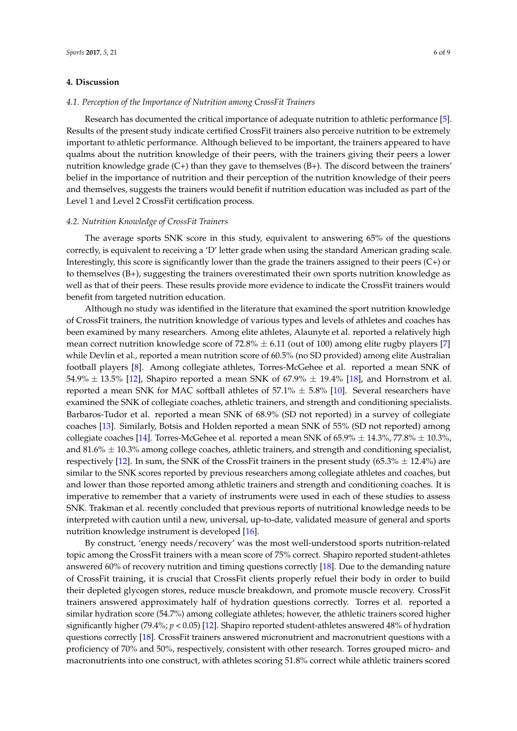## 4. Discussion

### *4.1. Perception of the Importance of Nutrition among CrossFit Trainers*

Research has documented the critical importance of adequate nutrition to athletic performance [5]. Results of the present study indicate certified CrossFit trainers also perceive nutrition to be extremely important to athletic performance. Although believed to be important, the trainers appeared to have qualms about the nutrition knowledge of their peers, with the trainers giving their peers a lower nutrition knowledge grade (C+) than they gave to themselves (B+). The discord between the trainers' belief in the importance of nutrition and their perception of the nutrition knowledge of their peers and themselves, suggests the trainers would benefit if nutrition education was included as part of the Level 1 and Level 2 CrossFit certification process.

### *4.2. Nutrition Knowledge of CrossFit Trainers*

The average sports SNK score in this study, equivalent to answering 65% of the questions correctly, is equivalent to receiving a 'D' letter grade when using the standard American grading scale. Interestingly, this score is significantly lower than the grade the trainers assigned to their peers (C+) or to themselves (B+), suggesting the trainers overestimated their own sports nutrition knowledge as well as that of their peers. These results provide more evidence to indicate the CrossFit trainers would benefit from targeted nutrition education.

Although no study was identified in the literature that examined the sport nutrition knowledge of CrossFit trainers, the nutrition knowledge of various types and levels of athletes and coaches has been examined by many researchers. Among elite athletes, Alaunyte et al. reported a relatively high mean correct nutrition knowledge score of 72.8% $\pm$ 6.11 (out of 100) among elite rugby players [7] while Devlin et al., reported a mean nutrition score of 60.5% (no SD provided) among elite Australian football players [8]. Among collegiate athletes, Torres-McGehee et al. reported a mean SNK of 54.9% $\pm$ 13.5% [12], Shapiro reported a mean SNK of 67.9% $\pm$ 19.4% [18], and Hornstrom et al. reported a mean SNK for MAC softball athletes of 57.1% $\pm$ 5.8% [10]. Several researchers have examined the SNK of collegiate coaches, athletic trainers, and strength and conditioning specialists. Barbaros-Tudor et al. reported a mean SNK of 68.9% (SD not reported) in a survey of collegiate coaches [13]. Similarly, Botsis and Holden reported a mean SNK of 55% (SD not reported) among collegiate coaches [14]. Torres-McGehee et al. reported a mean SNK of 65.9% $\pm$ 14.3%, 77.8% $\pm$ 10.3%, and 81.6% $\pm$ 10.3% among college coaches, athletic trainers, and strength and conditioning specialist, respectively [12]. In sum, the SNK of the CrossFit trainers in the present study (65.3% $\pm$ 12.4%) are similar to the SNK scores reported by previous researchers among collegiate athletes and coaches, but and lower than those reported among athletic trainers and strength and conditioning coaches. It is imperative to remember that a variety of instruments were used in each of these studies to assess SNK. Trakman et al. recently concluded that previous reports of nutritional knowledge needs to be interpreted with caution until a new, universal, up-to-date, validated measure of general and sports nutrition knowledge instrument is developed [16].

By construct, 'energy needs/recovery' was the most well-understood sports nutrition-related topic among the CrossFit trainers with a mean score of 75% correct. Shapiro reported student-athletes answered 60% of recovery nutrition and timing questions correctly [18]. Due to the demanding nature of CrossFit training, it is crucial that CrossFit clients properly refuel their body in order to build their depleted glycogen stores, reduce muscle breakdown, and promote muscle recovery. CrossFit trainers answered approximately half of hydration questions correctly. Torres et al. reported a similar hydration score (54.7%) among collegiate athletes; however, the athletic trainers scored higher significantly higher (79.4%; $p < 0.05$) [12]. Shapiro reported student-athletes answered 48% of hydration questions correctly [18]. CrossFit trainers answered micronutrient and macronutrient questions with a proficiency of 70% and 50%, respectively, consistent with other research. Torres grouped micro- and macronutrients into one construct, with athletes scoring 51.8% correct while athletic trainers scored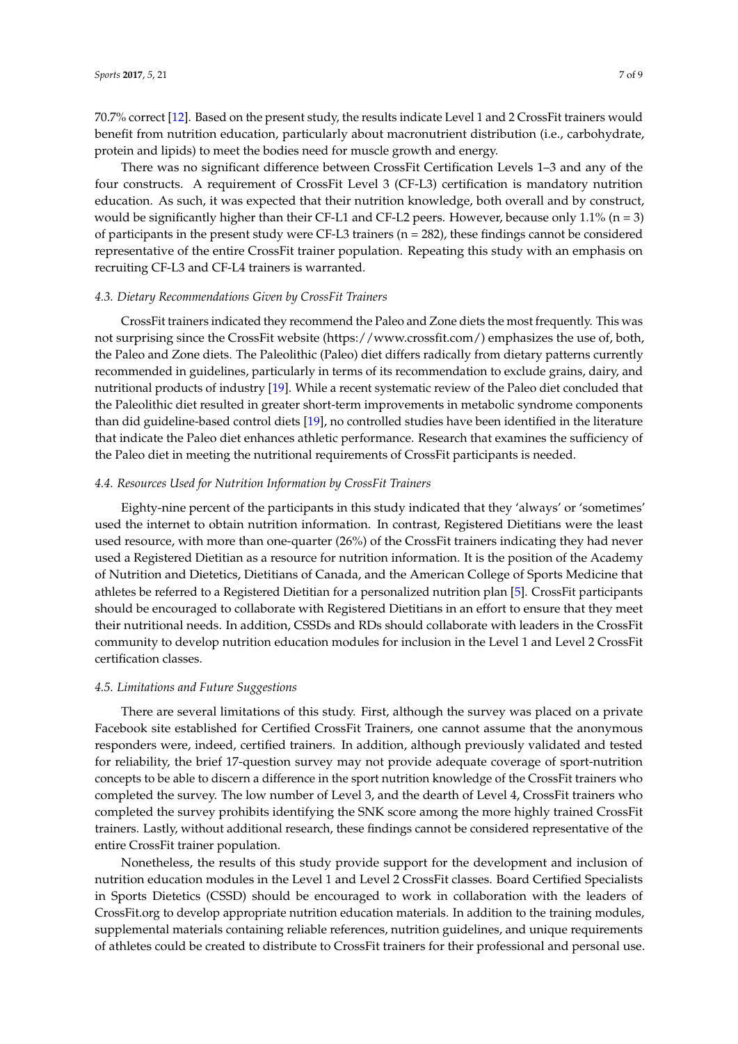70.7% correct [12]. Based on the present study, the results indicate Level 1 and 2 CrossFit trainers would benefit from nutrition education, particularly about macronutrient distribution (i.e., carbohydrate, protein and lipids) to meet the bodies need for muscle growth and energy.

There was no significant difference between CrossFit Certification Levels 1–3 and any of the four constructs. A requirement of CrossFit Level 3 (CF-L3) certification is mandatory nutrition education. As such, it was expected that their nutrition knowledge, both overall and by construct, would be significantly higher than their CF-L1 and CF-L2 peers. However, because only 1.1% (n = 3) of participants in the present study were CF-L3 trainers (n = 282), these findings cannot be considered representative of the entire CrossFit trainer population. Repeating this study with an emphasis on recruiting CF-L3 and CF-L4 trainers is warranted.

### *4.3. Dietary Recommendations Given by CrossFit Trainers*

CrossFit trainers indicated they recommend the Paleo and Zone diets the most frequently. This was not surprising since the CrossFit website (https://www.crossfit.com/) emphasizes the use of, both, the Paleo and Zone diets. The Paleolithic (Paleo) diet differs radically from dietary patterns currently recommended in guidelines, particularly in terms of its recommendation to exclude grains, dairy, and nutritional products of industry [19]. While a recent systematic review of the Paleo diet concluded that the Paleolithic diet resulted in greater short-term improvements in metabolic syndrome components than did guideline-based control diets [19], no controlled studies have been identified in the literature that indicate the Paleo diet enhances athletic performance. Research that examines the sufficiency of the Paleo diet in meeting the nutritional requirements of CrossFit participants is needed.

### *4.4. Resources Used for Nutrition Information by CrossFit Trainers*

Eighty-nine percent of the participants in this study indicated that they 'always' or 'sometimes' used the internet to obtain nutrition information. In contrast, Registered Dietitians were the least used resource, with more than one-quarter (26%) of the CrossFit trainers indicating they had never used a Registered Dietitian as a resource for nutrition information. It is the position of the Academy of Nutrition and Dietetics, Dietitians of Canada, and the American College of Sports Medicine that athletes be referred to a Registered Dietitian for a personalized nutrition plan [5]. CrossFit participants should be encouraged to collaborate with Registered Dietitians in an effort to ensure that they meet their nutritional needs. In addition, CSSDs and RDs should collaborate with leaders in the CrossFit community to develop nutrition education modules for inclusion in the Level 1 and Level 2 CrossFit certification classes.

### *4.5. Limitations and Future Suggestions*

There are several limitations of this study. First, although the survey was placed on a private Facebook site established for Certified CrossFit Trainers, one cannot assume that the anonymous responders were, indeed, certified trainers. In addition, although previously validated and tested for reliability, the brief 17-question survey may not provide adequate coverage of sport-nutrition concepts to be able to discern a difference in the sport nutrition knowledge of the CrossFit trainers who completed the survey. The low number of Level 3, and the dearth of Level 4, CrossFit trainers who completed the survey prohibits identifying the SNK score among the more highly trained CrossFit trainers. Lastly, without additional research, these findings cannot be considered representative of the entire CrossFit trainer population.

Nonetheless, the results of this study provide support for the development and inclusion of nutrition education modules in the Level 1 and Level 2 CrossFit classes. Board Certified Specialists in Sports Dietetics (CSSD) should be encouraged to work in collaboration with the leaders of CrossFit.org to develop appropriate nutrition education materials. In addition to the training modules, supplemental materials containing reliable references, nutrition guidelines, and unique requirements of athletes could be created to distribute to CrossFit trainers for their professional and personal use.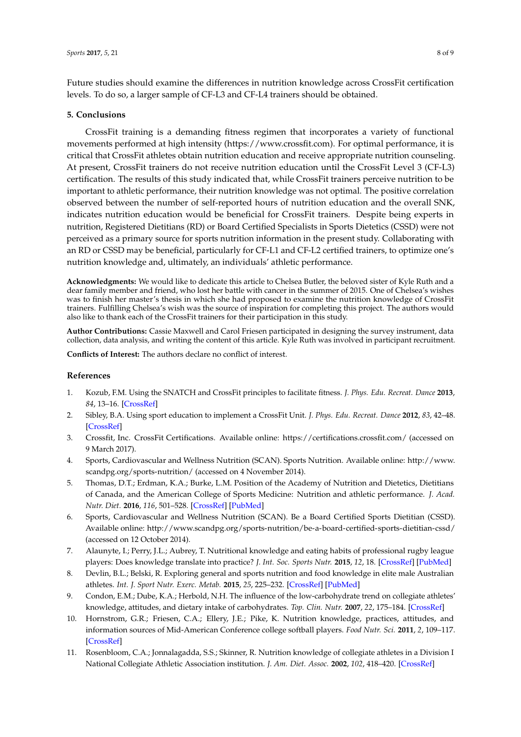Future studies should examine the differences in nutrition knowledge across CrossFit certification levels. To do so, a larger sample of CF-L3 and CF-L4 trainers should be obtained.

## 5. Conclusions

CrossFit training is a demanding fitness regimen that incorporates a variety of functional movements performed at high intensity (https://www.crossfit.com). For optimal performance, it is critical that CrossFit athletes obtain nutrition education and receive appropriate nutrition counseling. At present, CrossFit trainers do not receive nutrition education until the CrossFit Level 3 (CF-L3) certification. The results of this study indicated that, while CrossFit trainers perceive nutrition to be important to athletic performance, their nutrition knowledge was not optimal. The positive correlation observed between the number of self-reported hours of nutrition education and the overall SNK, indicates nutrition education would be beneficial for CrossFit trainers. Despite being experts in nutrition, Registered Dietitians (RD) or Board Certified Specialists in Sports Dietetics (CSSD) were not perceived as a primary source for sports nutrition information in the present study. Collaborating with an RD or CSSD may be beneficial, particularly for CF-L1 and CF-L2 certified trainers, to optimize one's nutrition knowledge and, ultimately, an individuals' athletic performance.

**Acknowledgments:** We would like to dedicate this article to Chelsea Butler, the beloved sister of Kyle Ruth and a dear family member and friend, who lost her battle with cancer in the summer of 2015. One of Chelsea's wishes was to finish her master's thesis in which she had proposed to examine the nutrition knowledge of CrossFit trainers. Fulfilling Chelsea's wish was the source of inspiration for completing this project. The authors would also like to thank each of the CrossFit trainers for their participation in this study.

**Author Contributions:** Cassie Maxwell and Carol Friesen participated in designing the survey instrument, data collection, data analysis, and writing the content of this article. Kyle Ruth was involved in participant recruitment.

**Conflicts of Interest:** The authors declare no conflict of interest.

## References

1. Kozub, F.M. Using the SNATCH and CrossFit principles to facilitate fitness. *J. Phys. Edu. Recreat. Dance* **2013**, *84*, 13–16. [CrossRef]
2. Sibley, B.A. Using sport education to implement a CrossFit Unit. *J. Phys. Edu. Recreat. Dance* **2012**, *83*, 42–48. [CrossRef]
3. Crossfit, Inc. CrossFit Certifications. Available online: https://certifications.crossfit.com/ (accessed on 9 March 2017).
4. Sports, Cardiovascular and Wellness Nutrition (SCAN). Sports Nutrition. Available online: http://www.scandpg.org/sports-nutrition/ (accessed on 4 November 2014).
5. Thomas, D.T.; Erdman, K.A.; Burke, L.M. Position of the Academy of Nutrition and Dietetics, Dietitians of Canada, and the American College of Sports Medicine: Nutrition and athletic performance. *J. Acad. Nutr. Diet.* **2016**, *116*, 501–528. [CrossRef] [PubMed]
6. Sports, Cardiovascular and Wellness Nutrition (SCAN). Be a Board Certified Sports Dietitian (CSSD). Available online: http://www.scandpg.org/sports-nutrition/be-a-board-certified-sports-dietitian-cssd/ (accessed on 12 October 2014).
7. Alaunyte, I.; Perry, J.L.; Aubrey, T. Nutritional knowledge and eating habits of professional rugby league players: Does knowledge translate into practice? *J. Int. Soc. Sports Nutr.* **2015**, *12*, 18. [CrossRef] [PubMed]
8. Devlin, B.L.; Belski, R. Exploring general and sports nutrition and food knowledge in elite male Australian athletes. *Int. J. Sport Nutr. Exerc. Metab.* **2015**, *25*, 225–232. [CrossRef] [PubMed]
9. Condon, E.M.; Dube, K.A.; Herbold, N.H. The influence of the low-carbohydrate trend on collegiate athletes' knowledge, attitudes, and dietary intake of carbohydrates. *Top. Clin. Nutr.* **2007**, *22*, 175–184. [CrossRef]
10. Hornstrom, G.R.; Friesen, C.A.; Ellery, J.E.; Pike, K. Nutrition knowledge, practices, attitudes, and information sources of Mid-American Conference college softball players. *Food Nutr. Sci.* **2011**, *2*, 109–117. [CrossRef]
11. Rosenbloom, C.A.; Jonnalagadda, S.S.; Skinner, R. Nutrition knowledge of collegiate athletes in a Division I National Collegiate Athletic Association institution. *J. Am. Diet. Assoc.* **2002**, *102*, 418–420. [CrossRef]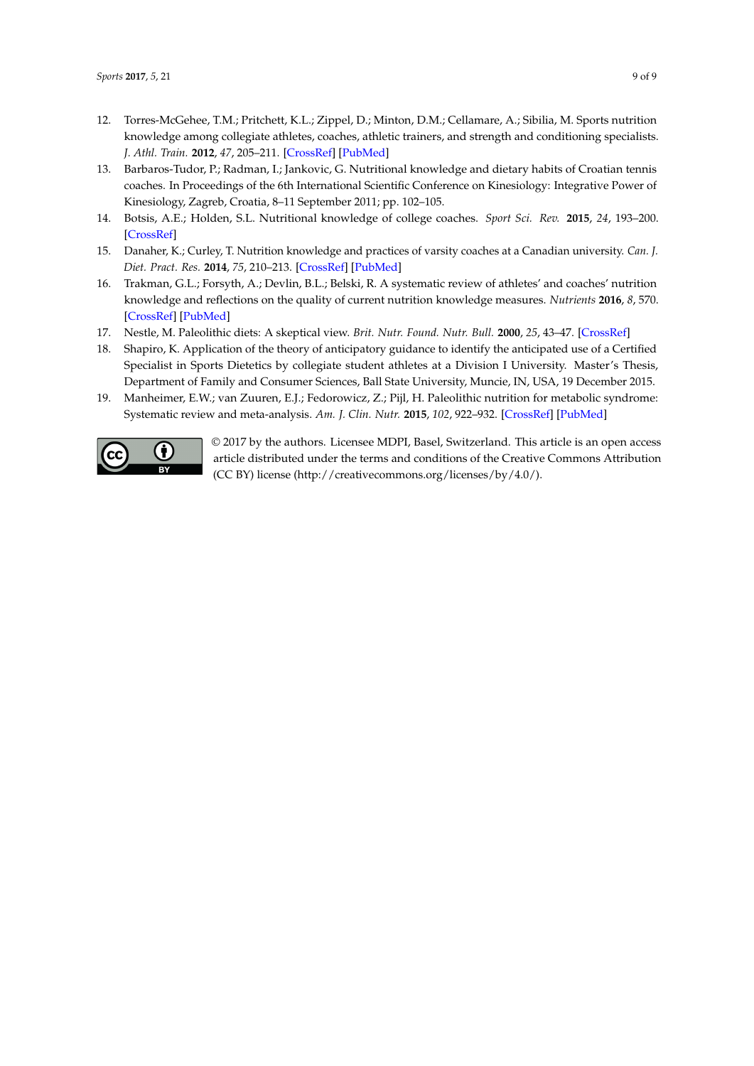12. Torres-McGehee, T.M.; Pritchett, K.L.; Zippel, D.; Minton, D.M.; Cellamare, A.; Sibilia, M. Sports nutrition knowledge among collegiate athletes, coaches, athletic trainers, and strength and conditioning specialists. *J. Athl. Train.* **2012**, *47*, 205–211. [CrossRef] [PubMed]
13. Barbaros-Tudor, P.; Radman, I.; Jankovic, G. Nutritional knowledge and dietary habits of Croatian tennis coaches. In Proceedings of the 6th International Scientific Conference on Kinesiology: Integrative Power of Kinesiology, Zagreb, Croatia, 8–11 September 2011; pp. 102–105.
14. Botsis, A.E.; Holden, S.L. Nutritional knowledge of college coaches. *Sport Sci. Rev.* **2015**, *24*, 193–200. [CrossRef]
15. Danaher, K.; Curley, T. Nutrition knowledge and practices of varsity coaches at a Canadian university. *Can. J. Diet. Pract. Res.* **2014**, *75*, 210–213. [CrossRef] [PubMed]
16. Trakman, G.L.; Forsyth, A.; Devlin, B.L.; Belski, R. A systematic review of athletes' and coaches' nutrition knowledge and reflections on the quality of current nutrition knowledge measures. *Nutrients* **2016**, *8*, 570. [CrossRef] [PubMed]
17. Nestle, M. Paleolithic diets: A skeptical view. *Brit. Nutr. Found. Nutr. Bull.* **2000**, *25*, 43–47. [CrossRef]
18. Shapiro, K. Application of the theory of anticipatory guidance to identify the anticipated use of a Certified Specialist in Sports Dietetics by collegiate student athletes at a Division I University. Master's Thesis, Department of Family and Consumer Sciences, Ball State University, Muncie, IN, USA, 19 December 2015.
19. Manheimer, E.W.; van Zuuren, E.J.; Fedorowicz, Z.; Pijl, H. Paleolithic nutrition for metabolic syndrome: Systematic review and meta-analysis. *Am. J. Clin. Nutr.* **2015**, *102*, 922–932. [CrossRef] [PubMed]

© 2017 by the authors. Licensee MDPI, Basel, Switzerland. This article is an open access article distributed under the terms and conditions of the Creative Commons Attribution (CC BY) license (http://creativecommons.org/licenses/by/4.0/).